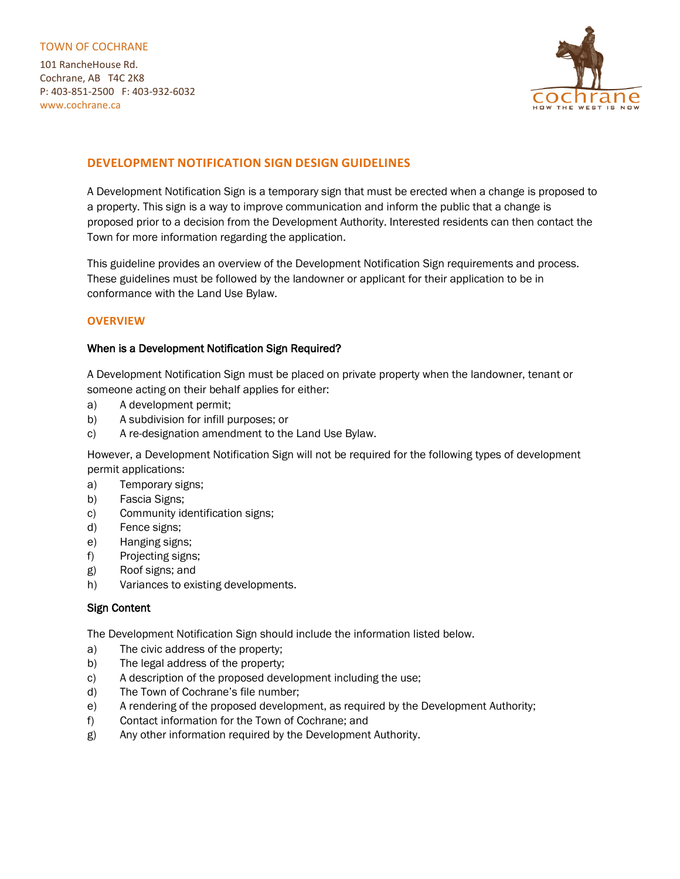TOWN OF COCHRANE

101 RancheHouse Rd.
Cochrane, AB T4C 2K8
P: 403-851-2500 F: 403-932-6032
www.cochrane.ca

## DEVELOPMENT NOTIFICATION SIGN DESIGN GUIDELINES

A Development Notification Sign is a temporary sign that must be erected when a change is proposed to a property. This sign is a way to improve communication and inform the public that a change is proposed prior to a decision from the Development Authority. Interested residents can then contact the Town for more information regarding the application.

This guideline provides an overview of the Development Notification Sign requirements and process. These guidelines must be followed by the landowner or applicant for their application to be in conformance with the Land Use Bylaw.

### OVERVIEW

#### When is a Development Notification Sign Required?

A Development Notification Sign must be placed on private property when the landowner, tenant or someone acting on their behalf applies for either:

a) A development permit;
b) A subdivision for infill purposes; or
c) A re-designation amendment to the Land Use Bylaw.

However, a Development Notification Sign will not be required for the following types of development permit applications:

a) Temporary signs;
b) Fascia Signs;
c) Community identification signs;
d) Fence signs;
e) Hanging signs;
f) Projecting signs;
g) Roof signs; and
h) Variances to existing developments.

#### Sign Content

The Development Notification Sign should include the information listed below.

a) The civic address of the property;
b) The legal address of the property;
c) A description of the proposed development including the use;
d) The Town of Cochrane's file number;
e) A rendering of the proposed development, as required by the Development Authority;
f) Contact information for the Town of Cochrane; and
g) Any other information required by the Development Authority.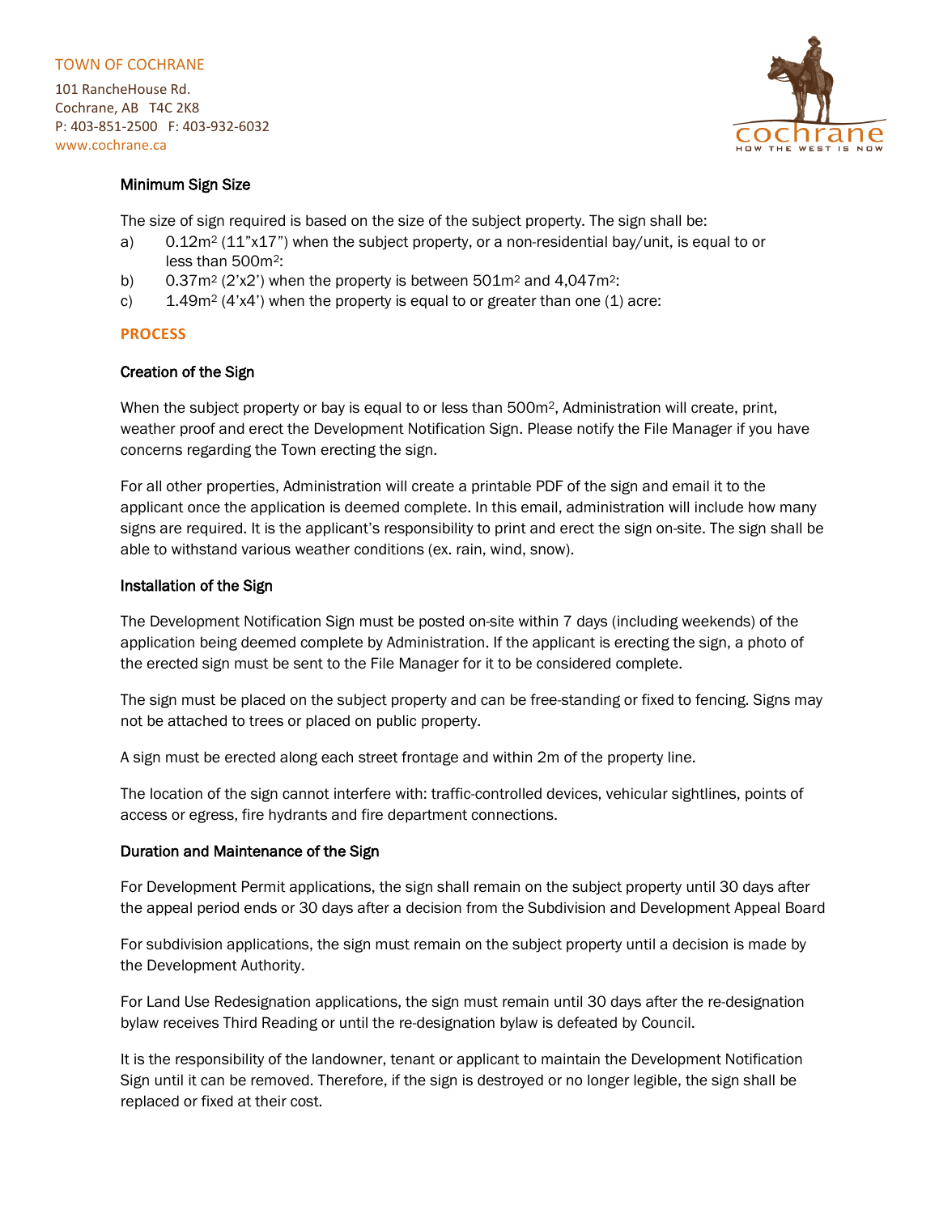TOWN OF COCHRANE

101 RancheHouse Rd.
Cochrane, AB T4C 2K8
P: 403-851-2500 F: 403-932-6032
www.cochrane.ca

### Minimum Sign Size

The size of sign required is based on the size of the subject property. The sign shall be:

a) $0.12m^2$ (11"x17") when the subject property, or a non-residential bay/unit, is equal to or less than $500m^2$:
b) $0.37m^2$ (2'x2') when the property is between $501m^2$ and $4,047m^2$:
c) $1.49m^2$ (4'x4') when the property is equal to or greater than one (1) acre:

## PROCESS

### Creation of the Sign

When the subject property or bay is equal to or less than $500m^2$, Administration will create, print, weather proof and erect the Development Notification Sign. Please notify the File Manager if you have concerns regarding the Town erecting the sign.

For all other properties, Administration will create a printable PDF of the sign and email it to the applicant once the application is deemed complete. In this email, administration will include how many signs are required. It is the applicant's responsibility to print and erect the sign on-site. The sign shall be able to withstand various weather conditions (ex. rain, wind, snow).

### Installation of the Sign

The Development Notification Sign must be posted on-site within 7 days (including weekends) of the application being deemed complete by Administration. If the applicant is erecting the sign, a photo of the erected sign must be sent to the File Manager for it to be considered complete.

The sign must be placed on the subject property and can be free-standing or fixed to fencing. Signs may not be attached to trees or placed on public property.

A sign must be erected along each street frontage and within 2m of the property line.

The location of the sign cannot interfere with: traffic-controlled devices, vehicular sightlines, points of access or egress, fire hydrants and fire department connections.

### Duration and Maintenance of the Sign

For Development Permit applications, the sign shall remain on the subject property until 30 days after the appeal period ends or 30 days after a decision from the Subdivision and Development Appeal Board

For subdivision applications, the sign must remain on the subject property until a decision is made by the Development Authority.

For Land Use Redesignation applications, the sign must remain until 30 days after the re-designation bylaw receives Third Reading or until the re-designation bylaw is defeated by Council.

It is the responsibility of the landowner, tenant or applicant to maintain the Development Notification Sign until it can be removed. Therefore, if the sign is destroyed or no longer legible, the sign shall be replaced or fixed at their cost.